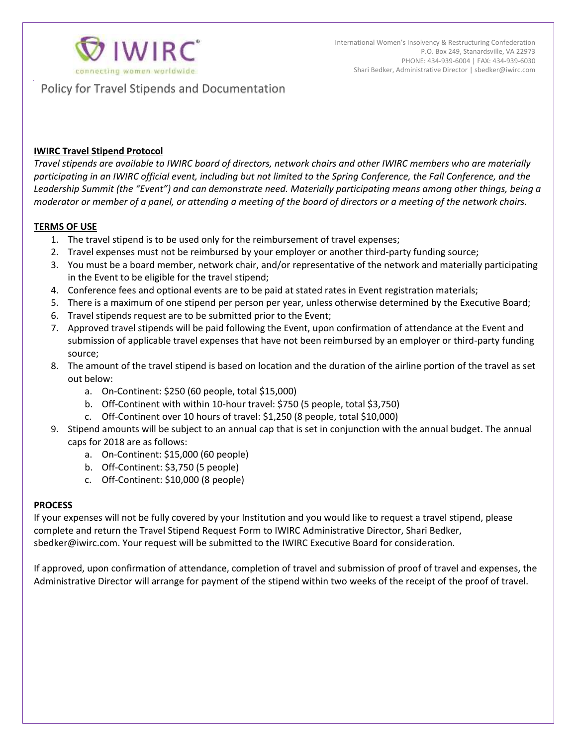International Women's Insolvency & Restructuring Confederation
P.O. Box 249, Stanardsville, VA 22973
PHONE: 434-939-6004 | FAX: 434-939-6030
Shari Bedker, Administrative Director | sbedker@iwirc.com

# Policy for Travel Stipends and Documentation

**IWIRC Travel Stipend Protocol**

*Travel stipends are available to IWIRC board of directors, network chairs and other IWIRC members who are materially participating in an IWIRC official event, including but not limited to the Spring Conference, the Fall Conference, and the Leadership Summit (the "Event") and can demonstrate need. Materially participating means among other things, being a moderator or member of a panel, or attending a meeting of the board of directors or a meeting of the network chairs.*

**TERMS OF USE**

1. The travel stipend is to be used only for the reimbursement of travel expenses;
2. Travel expenses must not be reimbursed by your employer or another third-party funding source;
3. You must be a board member, network chair, and/or representative of the network and materially participating in the Event to be eligible for the travel stipend;
4. Conference fees and optional events are to be paid at stated rates in Event registration materials;
5. There is a maximum of one stipend per person per year, unless otherwise determined by the Executive Board;
6. Travel stipends request are to be submitted prior to the Event;
7. Approved travel stipends will be paid following the Event, upon confirmation of attendance at the Event and submission of applicable travel expenses that have not been reimbursed by an employer or third-party funding source;
8. The amount of the travel stipend is based on location and the duration of the airline portion of the travel as set out below:
   a. On-Continent: $250 (60 people, total $15,000)
   b. Off-Continent with within 10-hour travel: $750 (5 people, total $3,750)
   c. Off-Continent over 10 hours of travel: $1,250 (8 people, total $10,000)
9. Stipend amounts will be subject to an annual cap that is set in conjunction with the annual budget. The annual caps for 2018 are as follows:
   a. On-Continent: $15,000 (60 people)
   b. Off-Continent: $3,750 (5 people)
   c. Off-Continent: $10,000 (8 people)

**PROCESS**

If your expenses will not be fully covered by your Institution and you would like to request a travel stipend, please complete and return the Travel Stipend Request Form to IWIRC Administrative Director, Shari Bedker, sbedker@iwirc.com. Your request will be submitted to the IWIRC Executive Board for consideration.

If approved, upon confirmation of attendance, completion of travel and submission of proof of travel and expenses, the Administrative Director will arrange for payment of the stipend within two weeks of the receipt of the proof of travel.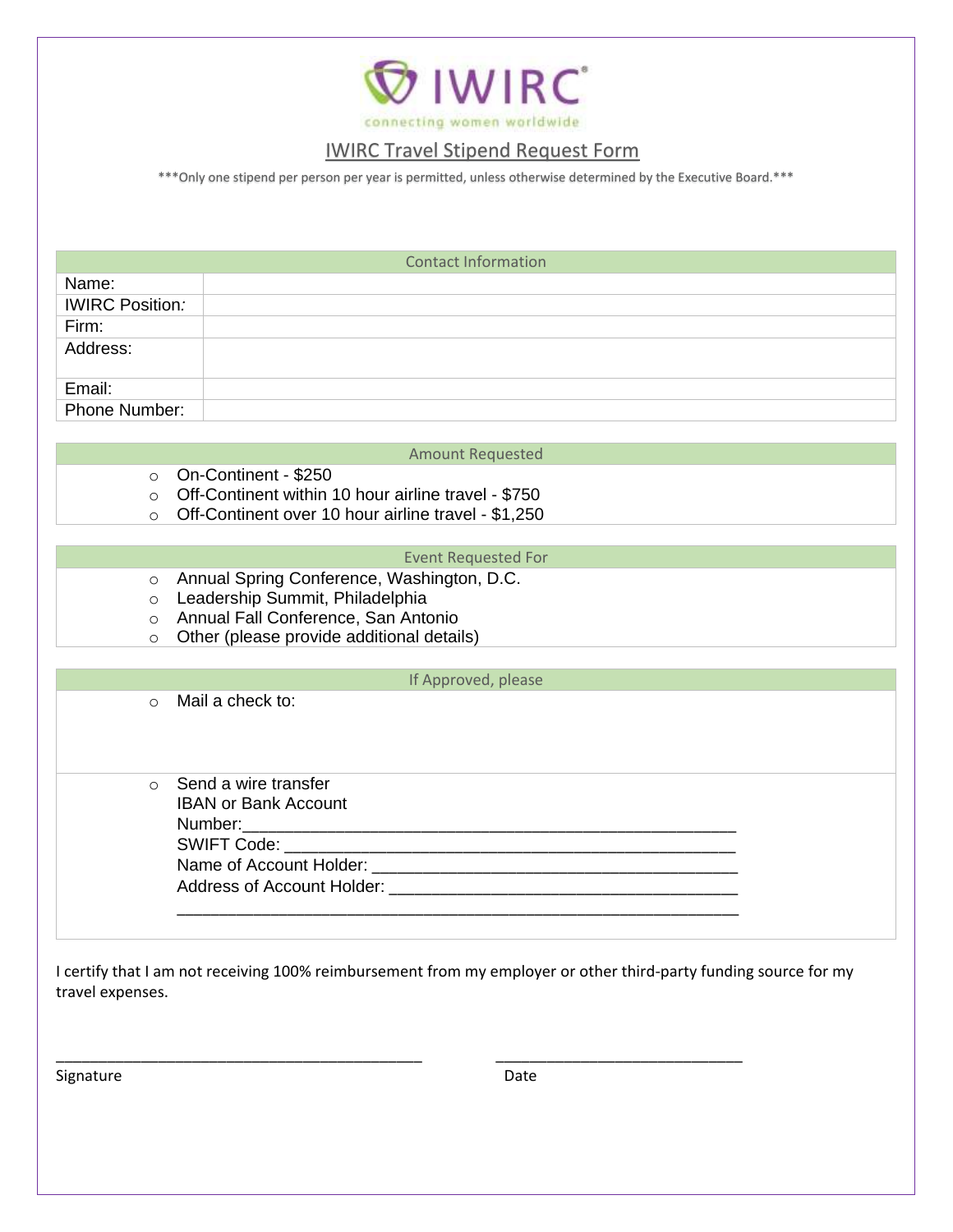IWIRC

connecting women worldwide

## IWIRC Travel Stipend Request Form

***Only one stipend per person per year is permitted, unless otherwise determined by the Executive Board.***

| Contact Information | |
|---|---|
| Name: | |
| IWIRC Position: | |
| Firm: | |
| Address: | |
| Email: | |
| Phone Number: | |

### Amount Requested

- ○ On-Continent - $250
- ○ Off-Continent within 10 hour airline travel - $750
- ○ Off-Continent over 10 hour airline travel - $1,250

### Event Requested For

- ○ Annual Spring Conference, Washington, D.C.
- ○ Leadership Summit, Philadelphia
- ○ Annual Fall Conference, San Antonio
- ○ Other (please provide additional details)

### If Approved, please

- ○ Mail a check to:

- ○ Send a wire transfer
  IBAN or Bank Account Number:______________________________________________________
  SWIFT Code: ____________________________________________________
  Name of Account Holder: ________________________________________
  Address of Account Holder: ______________________________________
  ______________________________________________________________

I certify that I am not receiving 100% reimbursement from my employer or other third-party funding source for my travel expenses.

_____________________________________________ ______________________________

Signature Date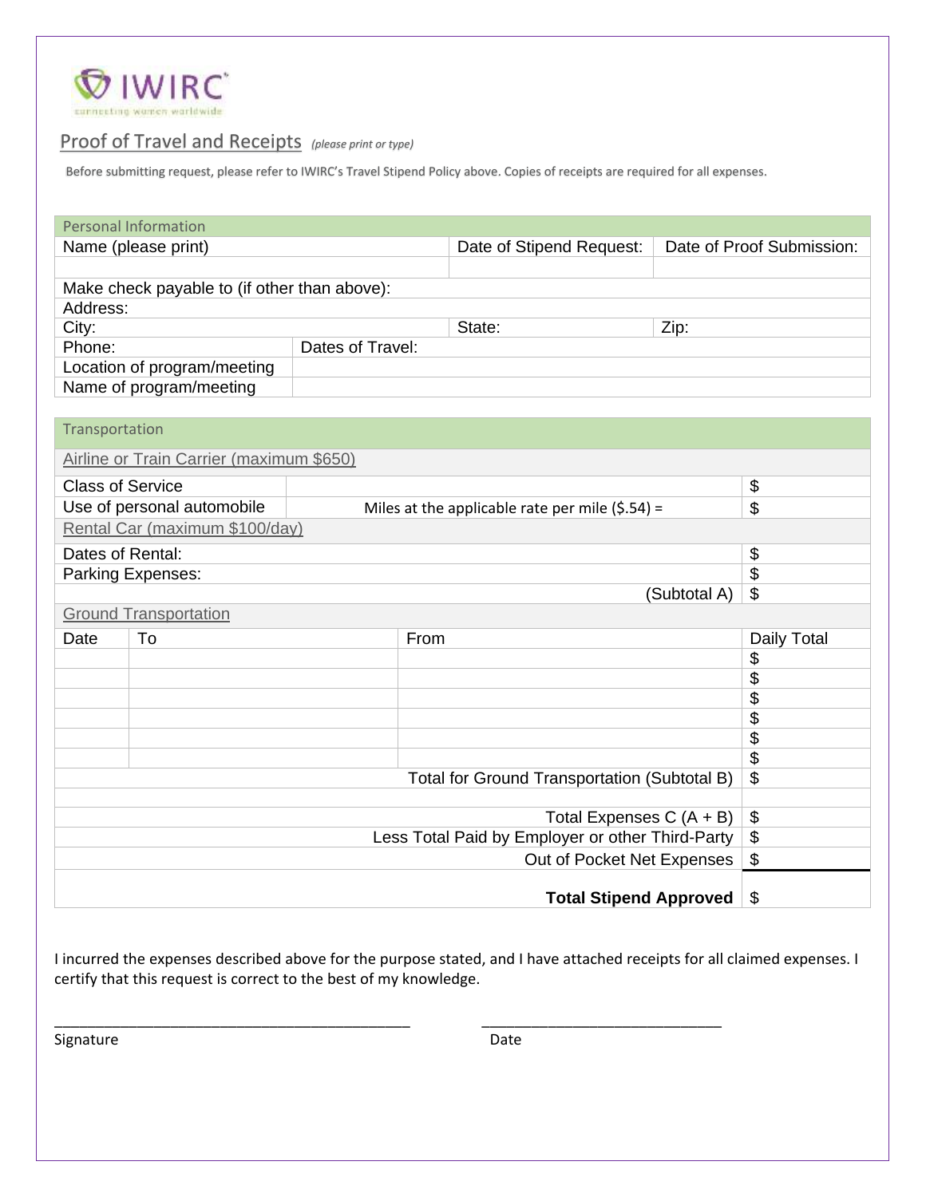IWIRC
connecting women worldwide

## Proof of Travel and Receipts *(please print or type)*

Before submitting request, please refer to IWIRC's Travel Stipend Policy above. Copies of receipts are required for all expenses.

| Personal Information | | |
|---|---|---|
| Name (please print) | Date of Stipend Request: | Date of Proof Submission: |
| | | |
| Make check payable to (if other than above): | | |
| Address: | | |
| City: | State: | Zip: |
| Phone: | Dates of Travel: | |
| Location of program/meeting | | |
| Name of program/meeting | | |

| Transportation | | |
|---|---|---|
| Airline or Train Carrier (maximum $650) | | |
| Class of Service | | $ |
| Use of personal automobile | Miles at the applicable rate per mile ($.54) = | $ |
| Rental Car (maximum $100/day) | | |
| Dates of Rental: | | $ |
| Parking Expenses: | | $ |
| | (Subtotal A) | $ |

| Ground Transportation | | | |
|---|---|---|---|
| Date | To | From | Daily Total |
| | | | $ |
| | | | $ |
| | | | $ |
| | | | $ |
| | | | $ |
| | | | $ |
| | | Total for Ground Transportation (Subtotal B) | $ |
| | | | |
| | | Total Expenses C (A + B) | $ |
| | | Less Total Paid by Employer or other Third-Party | $ |
| | | Out of Pocket Net Expenses | $ |
| | | **Total Stipend Approved** | $ |

I incurred the expenses described above for the purpose stated, and I have attached receipts for all claimed expenses. I certify that this request is correct to the best of my knowledge.

_____________________________________________ ______________________________

Signature Date